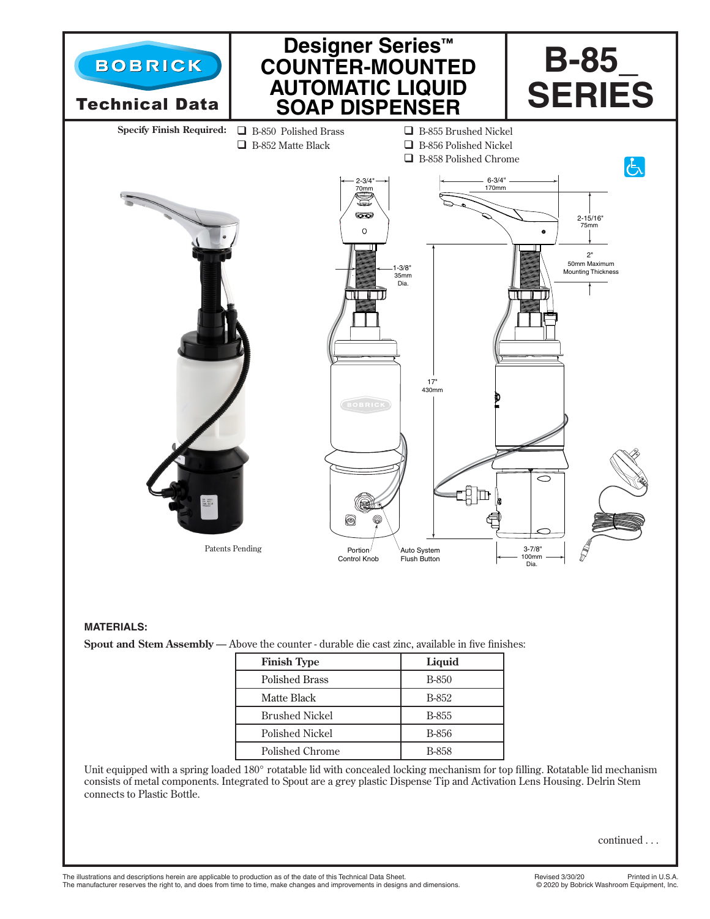# BOBRICK Technical Data

# Designer Series™ COUNTER-MOUNTED AUTOMATIC LIQUID SOAP DISPENSER

# B-85_ SERIES

**Specify Finish Required:**

- ❑ B-850 Polished Brass
- ❑ B-852 Matte Black
- ❑ B-855 Brushed Nickel
- ❑ B-856 Polished Nickel
- ❑ B-858 Polished Chrome

2-3/4" 70mm

6-3/4" 170mm

2-15/16" 75mm

1-3/8" 35mm Dia.

2" 50mm Maximum Mounting Thickness

17" 430mm

Portion Control Knob

Auto System Flush Button

3-7/8" 100mm Dia.

Patents Pending

### MATERIALS:

**Spout and Stem Assembly —** Above the counter - durable die cast zinc, available in five finishes:

| Finish Type | Liquid |
|---|---|
| Polished Brass | B-850 |
| Matte Black | B-852 |
| Brushed Nickel | B-855 |
| Polished Nickel | B-856 |
| Polished Chrome | B-858 |

Unit equipped with a spring loaded 180° rotatable lid with concealed locking mechanism for top filling. Rotatable lid mechanism consists of metal components. Integrated to Spout are a grey plastic Dispense Tip and Activation Lens Housing. Delrin Stem connects to Plastic Bottle.

continued . . .

The illustrations and descriptions herein are applicable to production as of the date of this Technical Data Sheet.
The manufacturer reserves the right to, and does from time to time, make changes and improvements in designs and dimensions.

Revised 3/30/20 Printed in U.S.A.
© 2020 by Bobrick Washroom Equipment, Inc.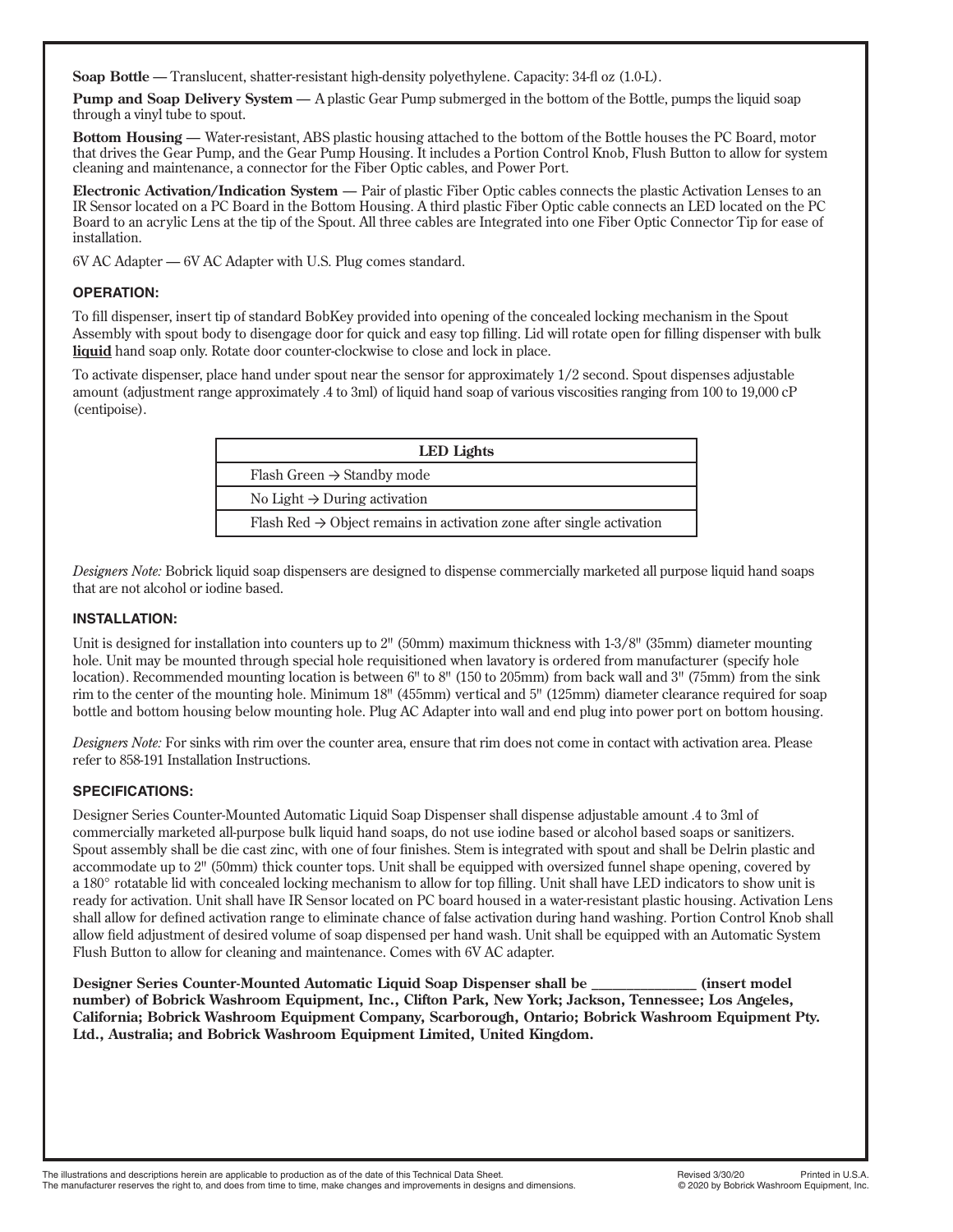**Soap Bottle —** Translucent, shatter-resistant high-density polyethylene. Capacity: 34-fl oz (1.0-L).

**Pump and Soap Delivery System —** A plastic Gear Pump submerged in the bottom of the Bottle, pumps the liquid soap through a vinyl tube to spout.

**Bottom Housing —** Water-resistant, ABS plastic housing attached to the bottom of the Bottle houses the PC Board, motor that drives the Gear Pump, and the Gear Pump Housing. It includes a Portion Control Knob, Flush Button to allow for system cleaning and maintenance, a connector for the Fiber Optic cables, and Power Port.

**Electronic Activation/Indication System —** Pair of plastic Fiber Optic cables connects the plastic Activation Lenses to an IR Sensor located on a PC Board in the Bottom Housing. A third plastic Fiber Optic cable connects an LED located on the PC Board to an acrylic Lens at the tip of the Spout. All three cables are Integrated into one Fiber Optic Connector Tip for ease of installation.

6V AC Adapter — 6V AC Adapter with U.S. Plug comes standard.

### OPERATION:

To fill dispenser, insert tip of standard BobKey provided into opening of the concealed locking mechanism in the Spout Assembly with spout body to disengage door for quick and easy top filling. Lid will rotate open for filling dispenser with bulk **liquid** hand soap only. Rotate door counter-clockwise to close and lock in place.

To activate dispenser, place hand under spout near the sensor for approximately 1/2 second. Spout dispenses adjustable amount (adjustment range approximately .4 to 3ml) of liquid hand soap of various viscosities ranging from 100 to 19,000 cP (centipoise).

| LED Lights |
|---|
| Flash Green → Standby mode |
| No Light → During activation |
| Flash Red → Object remains in activation zone after single activation |

*Designers Note:* Bobrick liquid soap dispensers are designed to dispense commercially marketed all purpose liquid hand soaps that are not alcohol or iodine based.

### INSTALLATION:

Unit is designed for installation into counters up to 2" (50mm) maximum thickness with 1-3/8" (35mm) diameter mounting hole. Unit may be mounted through special hole requisitioned when lavatory is ordered from manufacturer (specify hole location). Recommended mounting location is between 6" to 8" (150 to 205mm) from back wall and 3" (75mm) from the sink rim to the center of the mounting hole. Minimum 18" (455mm) vertical and 5" (125mm) diameter clearance required for soap bottle and bottom housing below mounting hole. Plug AC Adapter into wall and end plug into power port on bottom housing.

*Designers Note:* For sinks with rim over the counter area, ensure that rim does not come in contact with activation area. Please refer to 858-191 Installation Instructions.

### SPECIFICATIONS:

Designer Series Counter-Mounted Automatic Liquid Soap Dispenser shall dispense adjustable amount .4 to 3ml of commercially marketed all-purpose bulk liquid hand soaps, do not use iodine based or alcohol based soaps or sanitizers. Spout assembly shall be die cast zinc, with one of four finishes. Stem is integrated with spout and shall be Delrin plastic and accommodate up to 2" (50mm) thick counter tops. Unit shall be equipped with oversized funnel shape opening, covered by a 180° rotatable lid with concealed locking mechanism to allow for top filling. Unit shall have LED indicators to show unit is ready for activation. Unit shall have IR Sensor located on PC board housed in a water-resistant plastic housing. Activation Lens shall allow for defined activation range to eliminate chance of false activation during hand washing. Portion Control Knob shall allow field adjustment of desired volume of soap dispensed per hand wash. Unit shall be equipped with an Automatic System Flush Button to allow for cleaning and maintenance. Comes with 6V AC adapter.

**Designer Series Counter-Mounted Automatic Liquid Soap Dispenser shall be ______________ (insert model number) of Bobrick Washroom Equipment, Inc., Clifton Park, New York; Jackson, Tennessee; Los Angeles, California; Bobrick Washroom Equipment Company, Scarborough, Ontario; Bobrick Washroom Equipment Pty. Ltd., Australia; and Bobrick Washroom Equipment Limited, United Kingdom.**

The illustrations and descriptions herein are applicable to production as of the date of this Technical Data Sheet.
The manufacturer reserves the right to, and does from time to time, make changes and improvements in designs and dimensions.

Revised 3/30/20 Printed in U.S.A.
© 2020 by Bobrick Washroom Equipment, Inc.